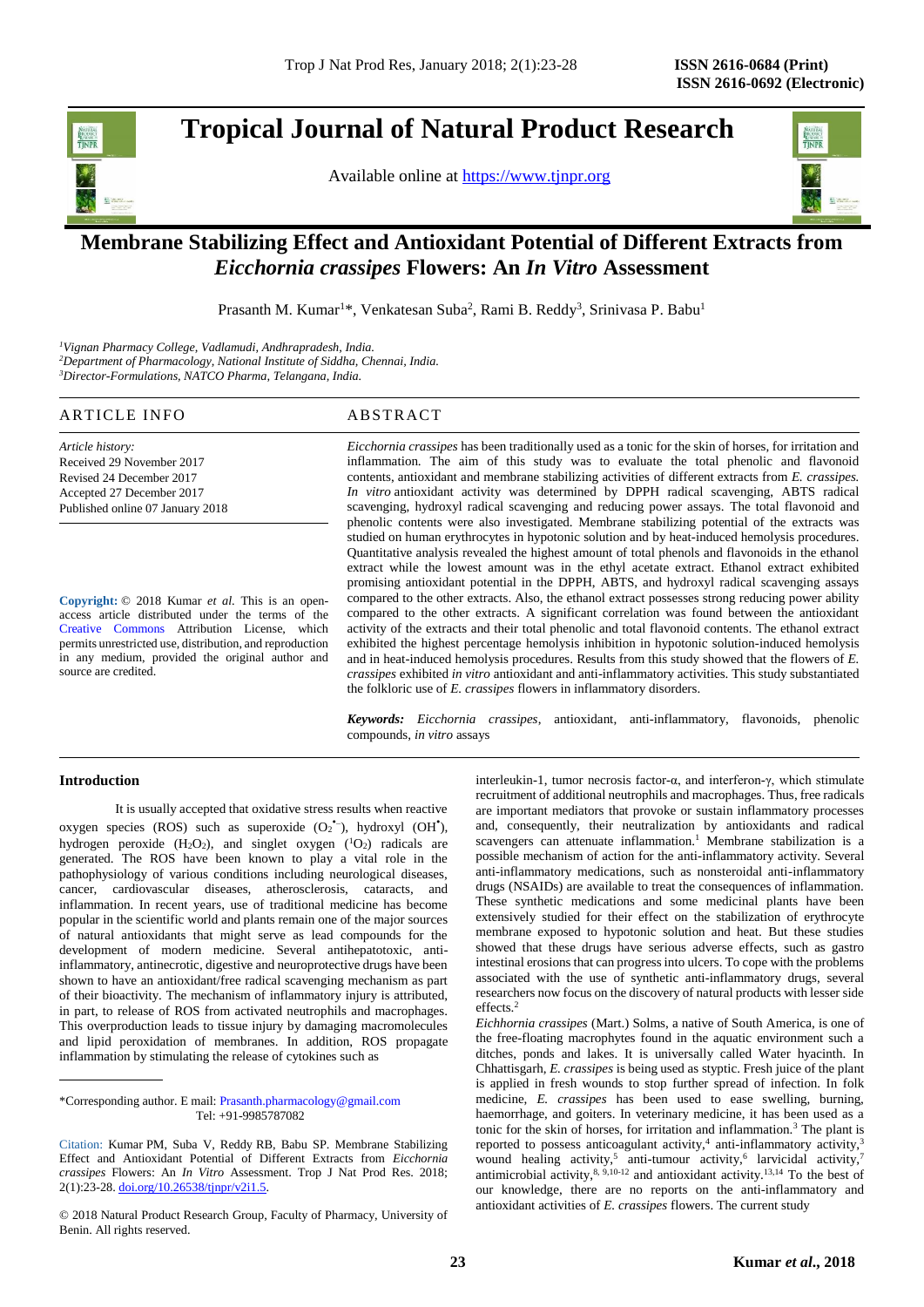# Tropical Journal of Natural Product Research

Available online at https://www.tjnpr.org

# Membrane Stabilizing Effect and Antioxidant Potential of Different Extracts from *Eicchornia crassipes* Flowers: An *In Vitro* Assessment

Prasanth M. Kumar[1]*, Venkatesan Suba[2], Rami B. Reddy[3], Srinivasa P. Babu[1]

[1]*Vignan Pharmacy College, Vadlamudi, Andhrapradesh, India.*
[2]*Department of Pharmacology, National Institute of Siddha, Chennai, India.*
[3]*Director-Formulations, NATCO Pharma, Telangana, India.*

## ARTICLE INFO

*Article history:*
Received 29 November 2017
Revised 24 December 2017
Accepted 27 December 2017
Published online 07 January 2018

**Copyright:** © 2018 Kumar *et al.* This is an open-access article distributed under the terms of the Creative Commons Attribution License, which permits unrestricted use, distribution, and reproduction in any medium, provided the original author and source are credited.

## ABSTRACT

*Eicchornia crassipes* has been traditionally used as a tonic for the skin of horses, for irritation and inflammation. The aim of this study was to evaluate the total phenolic and flavonoid contents, antioxidant and membrane stabilizing activities of different extracts from *E. crassipes. In vitro* antioxidant activity was determined by DPPH radical scavenging, ABTS radical scavenging, hydroxyl radical scavenging and reducing power assays. The total flavonoid and phenolic contents were also investigated. Membrane stabilizing potential of the extracts was studied on human erythrocytes in hypotonic solution and by heat-induced hemolysis procedures. Quantitative analysis revealed the highest amount of total phenols and flavonoids in the ethanol extract while the lowest amount was in the ethyl acetate extract. Ethanol extract exhibited promising antioxidant potential in the DPPH, ABTS, and hydroxyl radical scavenging assays compared to the other extracts. Also, the ethanol extract possesses strong reducing power ability compared to the other extracts. A significant correlation was found between the antioxidant activity of the extracts and their total phenolic and total flavonoid contents. The ethanol extract exhibited the highest percentage hemolysis inhibition in hypotonic solution-induced hemolysis and in heat-induced hemolysis procedures. Results from this study showed that the flowers of *E. crassipes* exhibited *in vitro* antioxidant and anti-inflammatory activities. This study substantiated the folkloric use of *E. crassipes* flowers in inflammatory disorders.

***Keywords:*** *Eicchornia crassipes*, antioxidant, anti-inflammatory, flavonoids, phenolic compounds, *in vitro* assays

## Introduction

It is usually accepted that oxidative stress results when reactive oxygen species (ROS) such as superoxide ($O_2^{\bullet-}$), hydroxyl ($OH^{\bullet}$), hydrogen peroxide ($H_2O_2$), and singlet oxygen ($^1O_2$) radicals are generated. The ROS have been known to play a vital role in the pathophysiology of various conditions including neurological diseases, cancer, cardiovascular diseases, atherosclerosis, cataracts, and inflammation. In recent years, use of traditional medicine has become popular in the scientific world and plants remain one of the major sources of natural antioxidants that might serve as lead compounds for the development of modern medicine. Several antihepatotoxic, anti-inflammatory, antinecrotic, digestive and neuroprotective drugs have been shown to have an antioxidant/free radical scavenging mechanism as part of their bioactivity. The mechanism of inflammatory injury is attributed, in part, to release of ROS from activated neutrophils and macrophages. This overproduction leads to tissue injury by damaging macromolecules and lipid peroxidation of membranes. In addition, ROS propagate inflammation by stimulating the release of cytokines such as interleukin-1, tumor necrosis factor-α, and interferon-γ, which stimulate recruitment of additional neutrophils and macrophages. Thus, free radicals are important mediators that provoke or sustain inflammatory processes and, consequently, their neutralization by antioxidants and radical scavengers can attenuate inflammation.[1] Membrane stabilization is a possible mechanism of action for the anti-inflammatory activity. Several anti-inflammatory medications, such as nonsteroidal anti-inflammatory drugs (NSAIDs) are available to treat the consequences of inflammation. These synthetic medications and some medicinal plants have been extensively studied for their effect on the stabilization of erythrocyte membrane exposed to hypotonic solution and heat. But these studies showed that these drugs have serious adverse effects, such as gastro intestinal erosions that can progress into ulcers. To cope with the problems associated with the use of synthetic anti-inflammatory drugs, several researchers now focus on the discovery of natural products with lesser side effects.[2]

*Eichhornia crassipes* (Mart.) Solms, a native of South America, is one of the free-floating macrophytes found in the aquatic environment such a ditches, ponds and lakes. It is universally called Water hyacinth. In Chhattisgarh, *E. crassipes* is being used as styptic. Fresh juice of the plant is applied in fresh wounds to stop further spread of infection. In folk medicine, *E. crassipes* has been used to ease swelling, burning, haemorrhage, and goiters. In veterinary medicine, it has been used as a tonic for the skin of horses, for irritation and inflammation.[3] The plant is reported to possess anticoagulant activity,[4] anti-inflammatory activity,[3] wound healing activity,[5] anti-tumour activity,[6] larvicidal activity,[7] antimicrobial activity,[8, 9,10-12] and antioxidant activity.[13,14] To the best of our knowledge, there are no reports on the anti-inflammatory and antioxidant activities of *E. crassipes* flowers. The current study

---

*Corresponding author. E mail: Prasanth.pharmacology@gmail.com
Tel: +91-9985787082

Citation: Kumar PM, Suba V, Reddy RB, Babu SP. Membrane Stabilizing Effect and Antioxidant Potential of Different Extracts from *Eicchornia crassipes* Flowers: An *In Vitro* Assessment. Trop J Nat Prod Res. 2018; 2(1):23-28. doi.org/10.26538/tjnpr/v2i1.5.

© 2018 Natural Product Research Group, Faculty of Pharmacy, University of Benin. All rights reserved.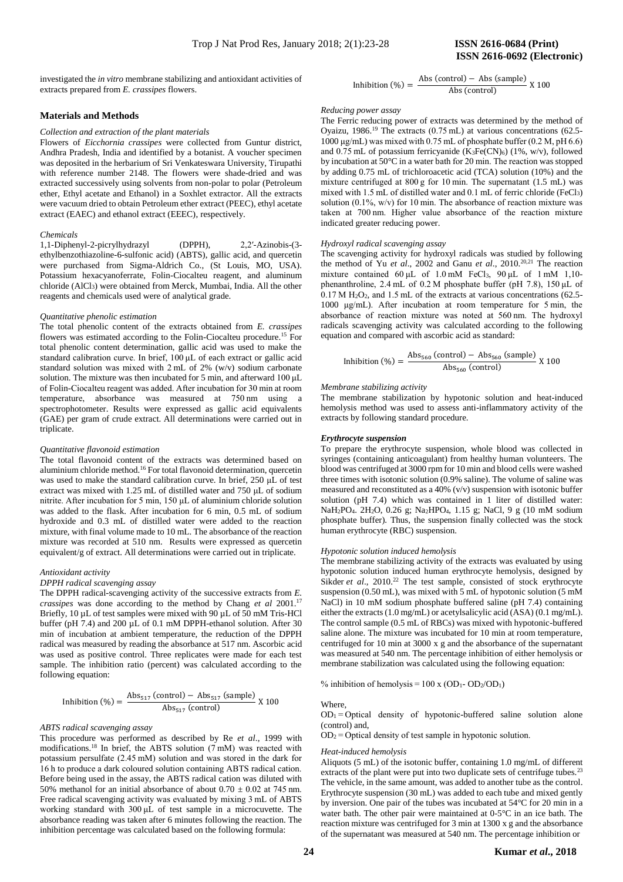investigated the *in vitro* membrane stabilizing and antioxidant activities of extracts prepared from *E. crassipes* flowers.

## Materials and Methods

*Collection and extraction of the plant materials*

Flowers of *Eicchornia crassipes* were collected from Guntur district, Andhra Pradesh, India and identified by a botanist. A voucher specimen was deposited in the herbarium of Sri Venkateswara University, Tirupathi with reference number 2148. The flowers were shade-dried and was extracted successively using solvents from non-polar to polar (Petroleum ether, Ethyl acetate and Ethanol) in a Soxhlet extractor. All the extracts were vacuum dried to obtain Petroleum ether extract (PEEC), ethyl acetate extract (EAEC) and ethanol extract (EEEC), respectively.

*Chemicals*

1,1-Diphenyl-2-picrylhydrazyl (DPPH), 2,2′-Azinobis-(3-ethylbenzothiazoline-6-sulfonic acid) (ABTS), gallic acid, and quercetin were purchased from Sigma-Aldrich Co., (St Louis, MO, USA). Potassium hexacyanoferrate, Folin-Ciocalteu reagent, and aluminum chloride ($AlCl_3$) were obtained from Merck, Mumbai, India. All the other reagents and chemicals used were of analytical grade.

*Quantitative phenolic estimation*

The total phenolic content of the extracts obtained from *E. crassipes* flowers was estimated according to the Folin-Ciocalteu procedure.[15] For total phenolic content determination, gallic acid was used to make the standard calibration curve. In brief, 100 µL of each extract or gallic acid standard solution was mixed with 2 mL of 2% (w/v) sodium carbonate solution. The mixture was then incubated for 5 min, and afterward 100 µL of Folin-Ciocalteu reagent was added. After incubation for 30 min at room temperature, absorbance was measured at 750 nm using a spectrophotometer. Results were expressed as gallic acid equivalents (GAE) per gram of crude extract. All determinations were carried out in triplicate.

*Quantitative flavonoid estimation*

The total flavonoid content of the extracts was determined based on aluminium chloride method.[16] For total flavonoid determination, quercetin was used to make the standard calibration curve. In brief, 250 µL of test extract was mixed with 1.25 mL of distilled water and 750 µL of sodium nitrite. After incubation for 5 min, 150 µL of aluminium chloride solution was added to the flask. After incubation for 6 min, 0.5 mL of sodium hydroxide and 0.3 mL of distilled water were added to the reaction mixture, with final volume made to 10 mL. The absorbance of the reaction mixture was recorded at 510 nm. Results were expressed as quercetin equivalent/g of extract. All determinations were carried out in triplicate.

*Antioxidant activity*

*DPPH radical scavenging assay*

The DPPH radical-scavenging activity of the successive extracts from *E. crassipes* was done according to the method by Chang *et al* 2001.[17] Briefly, 10 µL of test samples were mixed with 90 µL of 50 mM Tris-HCl buffer (pH 7.4) and 200 µL of 0.1 mM DPPH-ethanol solution. After 30 min of incubation at ambient temperature, the reduction of the DPPH radical was measured by reading the absorbance at 517 nm. Ascorbic acid was used as positive control. Three replicates were made for each test sample. The inhibition ratio (percent) was calculated according to the following equation:

$$\text{Inhibition (\%)} = \frac{\text{Abs}_{517}\text{ (control)} - \text{Abs}_{517}\text{ (sample)}}{\text{Abs}_{517}\text{ (control)}} \text{ X } 100$$

*ABTS radical scavenging assay*

This procedure was performed as described by Re *et al*., 1999 with modifications.[18] In brief, the ABTS solution (7 mM) was reacted with potassium persulfate (2.45 mM) solution and was stored in the dark for 16 h to produce a dark coloured solution containing ABTS radical cation. Before being used in the assay, the ABTS radical cation was diluted with 50% methanol for an initial absorbance of about 0.70 ± 0.02 at 745 nm. Free radical scavenging activity was evaluated by mixing 3 mL of ABTS working standard with 300 µL of test sample in a microcuvette. The absorbance reading was taken after 6 minutes following the reaction. The inhibition percentage was calculated based on the following formula:

$$\text{Inhibition (\%)} = \frac{\text{Abs (control)} - \text{Abs (sample)}}{\text{Abs (control)}} \text{ X } 100$$

*Reducing power assay*

The Ferric reducing power of extracts was determined by the method of Oyaizu, 1986.[19] The extracts (0.75 mL) at various concentrations (62.5-1000 µg/mL) was mixed with 0.75 mL of phosphate buffer (0.2 M, pH 6.6) and 0.75 mL of potassium ferricyanide ($K_3Fe(CN)_6$) (1%, w/v), followed by incubation at 50°C in a water bath for 20 min. The reaction was stopped by adding 0.75 mL of trichloroacetic acid (TCA) solution (10%) and the mixture centrifuged at 800 g for 10 min. The supernatant (1.5 mL) was mixed with 1.5 mL of distilled water and 0.1 mL of ferric chloride ($FeCl_3$) solution (0.1%, w/v) for 10 min. The absorbance of reaction mixture was taken at 700 nm. Higher value absorbance of the reaction mixture indicated greater reducing power.

*Hydroxyl radical scavenging assay*

The scavenging activity for hydroxyl radicals was studied by following the method of Yu *et al*., 2002 and Ganu *et al*., 2010.[20,21] The reaction mixture contained 60 µL of 1.0 mM $FeCl_3$, 90 µL of 1 mM 1,10-phenanthroline, 2.4 mL of 0.2 M phosphate buffer (pH 7.8), 150 µL of 0.17 M $H_2O_2$, and 1.5 mL of the extracts at various concentrations (62.5-1000 µg/mL). After incubation at room temperature for 5 min, the absorbance of reaction mixture was noted at 560 nm. The hydroxyl radicals scavenging activity was calculated according to the following equation and compared with ascorbic acid as standard:

$$\text{Inhibition (\%)} = \frac{\text{Abs}_{560}\text{ (control)} - \text{Abs}_{560}\text{ (sample)}}{\text{Abs}_{560}\text{ (control)}} \text{ X } 100$$

*Membrane stabilizing activity*

The membrane stabilization by hypotonic solution and heat-induced hemolysis method was used to assess anti-inflammatory activity of the extracts by following standard procedure.

***Erythrocyte suspension***

To prepare the erythrocyte suspension, whole blood was collected in syringes (containing anticoagulant) from healthy human volunteers. The blood was centrifuged at 3000 rpm for 10 min and blood cells were washed three times with isotonic solution (0.9% saline). The volume of saline was measured and reconstituted as a 40% (v/v) suspension with isotonic buffer solution (pH 7.4) which was contained in 1 liter of distilled water: $NaH_2PO_4 \cdot 2H_2O$, 0.26 g; $Na_2HPO_4$, 1.15 g; NaCl, 9 g (10 mM sodium phosphate buffer). Thus, the solution finally collected was the stock human erythrocyte (RBC) suspension.

*Hypotonic solution induced hemolysis*

The membrane stabilizing activity of the extracts was evaluated by using hypotonic solution induced human erythrocyte hemolysis, designed by Sikder *et al*., 2010.[22] The test sample, consisted of stock erythrocyte suspension (0.50 mL), was mixed with 5 mL of hypotonic solution (5 mM NaCl) in 10 mM sodium phosphate buffered saline (pH 7.4) containing either the extracts (1.0 mg/mL) or acetylsalicylic acid (ASA) (0.1 mg/mL). The control sample (0.5 mL of RBCs) was mixed with hypotonic-buffered saline alone. The mixture was incubated for 10 min at room temperature, centrifuged for 10 min at 3000 x g and the absorbance of the supernatant was measured at 540 nm. The percentage inhibition of either hemolysis or membrane stabilization was calculated using the following equation:

$$\text{\% inhibition of hemolysis} = 100 \text{ x } (OD_1 - OD_2/OD_1)$$

Where,

$OD_1$ = Optical density of hypotonic-buffered saline solution alone (control) and,

$OD_2$ = Optical density of test sample in hypotonic solution.

*Heat-induced hemolysis*

Aliquots (5 mL) of the isotonic buffer, containing 1.0 mg/mL of different extracts of the plant were put into two duplicate sets of centrifuge tubes.[23] The vehicle, in the same amount, was added to another tube as the control. Erythrocyte suspension (30 mL) was added to each tube and mixed gently by inversion. One pair of the tubes was incubated at 54°C for 20 min in a water bath. The other pair were maintained at 0-5°C in an ice bath. The reaction mixture was centrifuged for 3 min at 1300 x g and the absorbance of the supernatant was measured at 540 nm. The percentage inhibition or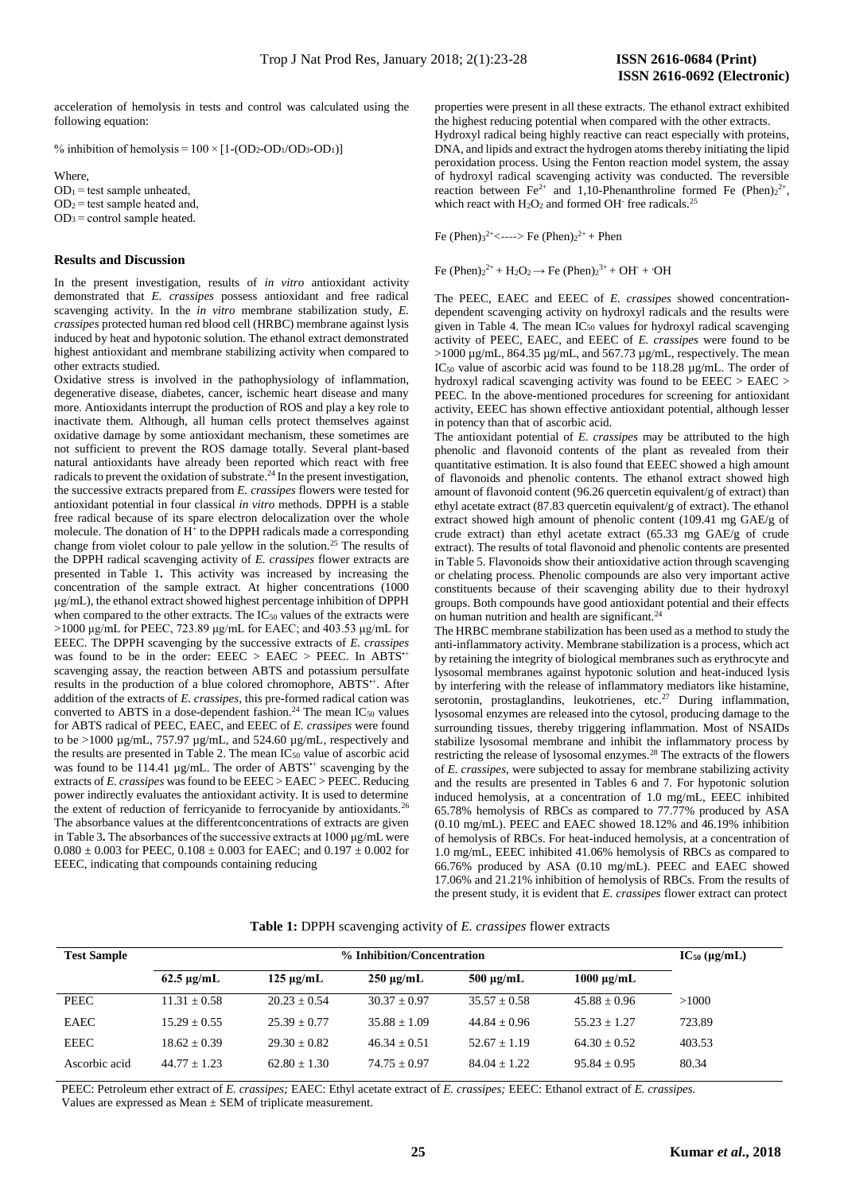acceleration of hemolysis in tests and control was calculated using the following equation:

% inhibition of hemolysis = $100 \times [1-(OD_2-OD_1/OD_3-OD_1)]$

Where,
$OD_1$ = test sample unheated,
$OD_2$ = test sample heated and,
$OD_3$ = control sample heated.

## Results and Discussion

In the present investigation, results of *in vitro* antioxidant activity demonstrated that *E. crassipes* possess antioxidant and free radical scavenging activity. In the *in vitro* membrane stabilization study, *E. crassipes* protected human red blood cell (HRBC) membrane against lysis induced by heat and hypotonic solution. The ethanol extract demonstrated highest antioxidant and membrane stabilizing activity when compared to other extracts studied.

Oxidative stress is involved in the pathophysiology of inflammation, degenerative disease, diabetes, cancer, ischemic heart disease and many more. Antioxidants interrupt the production of ROS and play a key role to inactivate them. Although, all human cells protect themselves against oxidative damage by some antioxidant mechanism, these sometimes are not sufficient to prevent the ROS damage totally. Several plant-based natural antioxidants have already been reported which react with free radicals to prevent the oxidation of substrate.[24] In the present investigation, the successive extracts prepared from *E. crassipes* flowers were tested for antioxidant potential in four classical *in vitro* methods. DPPH is a stable free radical because of its spare electron delocalization over the whole molecule. The donation of $H^+$ to the DPPH radicals made a corresponding change from violet colour to pale yellow in the solution.[25] The results of the DPPH radical scavenging activity of *E. crassipes* flower extracts are presented in Table 1**.** This activity was increased by increasing the concentration of the sample extract. At higher concentrations (1000 µg/mL), the ethanol extract showed highest percentage inhibition of DPPH when compared to the other extracts. The $IC_{50}$ values of the extracts were >1000 µg/mL for PEEC, 723.89 µg/mL for EAEC; and 403.53 µg/mL for EEEC. The DPPH scavenging by the successive extracts of *E. crassipes* was found to be in the order: EEEC > EAEC > PEEC. In $ABTS^{•+}$ scavenging assay, the reaction between ABTS and potassium persulfate results in the production of a blue colored chromophore, $ABTS^{•+}$. After addition of the extracts of *E. crassipes*, this pre-formed radical cation was converted to ABTS in a dose-dependent fashion.[24] The mean $IC_{50}$ values for ABTS radical of PEEC, EAEC, and EEEC of *E. crassipes* were found to be >1000 µg/mL, 757.97 µg/mL, and 524.60 µg/mL, respectively and the results are presented in Table 2. The mean $IC_{50}$ value of ascorbic acid was found to be 114.41 µg/mL. The order of $ABTS^{•+}$ scavenging by the extracts of *E. crassipes* was found to be EEEC > EAEC > PEEC. Reducing power indirectly evaluates the antioxidant activity. It is used to determine the extent of reduction of ferricyanide to ferrocyanide by antioxidants.[26] The absorbance values at the differentconcentrations of extracts are given in Table 3**.** The absorbances of the successive extracts at 1000 µg/mL were 0.080 ± 0.003 for PEEC, 0.108 ± 0.003 for EAEC; and 0.197 ± 0.002 for EEEC, indicating that compounds containing reducing properties were present in all these extracts. The ethanol extract exhibited the highest reducing potential when compared with the other extracts.

Hydroxyl radical being highly reactive can react especially with proteins, DNA, and lipids and extract the hydrogen atoms thereby initiating the lipid peroxidation process. Using the Fenton reaction model system, the assay of hydroxyl radical scavenging activity was conducted. The reversible reaction between $Fe^{2+}$ and 1,10-Phenanthroline formed Fe $(Phen)_2^{2+}$, which react with $H_2O_2$ and formed $OH^-$ free radicals.[25]

$$Fe(Phen)_3^{2+} \longleftrightarrow Fe(Phen)_2^{2+} + Phen$$

$$Fe(Phen)_2^{2+} + H_2O_2 \rightarrow Fe(Phen)_2^{3+} + OH^- + {}^{\cdot}OH$$

The PEEC, EAEC and EEEC of *E. crassipes* showed concentration-dependent scavenging activity on hydroxyl radicals and the results were given in Table 4. The mean $IC_{50}$ values for hydroxyl radical scavenging activity of PEEC, EAEC, and EEEC of *E. crassipes* were found to be >1000 µg/mL, 864.35 µg/mL, and 567.73 µg/mL, respectively. The mean $IC_{50}$ value of ascorbic acid was found to be 118.28 µg/mL. The order of hydroxyl radical scavenging activity was found to be EEEC > EAEC > PEEC. In the above-mentioned procedures for screening for antioxidant activity, EEEC has shown effective antioxidant potential, although lesser in potency than that of ascorbic acid.

The antioxidant potential of *E. crassipes* may be attributed to the high phenolic and flavonoid contents of the plant as revealed from their quantitative estimation. It is also found that EEEC showed a high amount of flavonoids and phenolic contents. The ethanol extract showed high amount of flavonoid content (96.26 quercetin equivalent/g of extract) than ethyl acetate extract (87.83 quercetin equivalent/g of extract). The ethanol extract showed high amount of phenolic content (109.41 mg GAE/g of crude extract) than ethyl acetate extract (65.33 mg GAE/g of crude extract). The results of total flavonoid and phenolic contents are presented in Table 5. Flavonoids show their antioxidative action through scavenging or chelating process. Phenolic compounds are also very important active constituents because of their scavenging ability due to their hydroxyl groups. Both compounds have good antioxidant potential and their effects on human nutrition and health are significant.[24]

The HRBC membrane stabilization has been used as a method to study the anti-inflammatory activity. Membrane stabilization is a process, which act by retaining the integrity of biological membranes such as erythrocyte and lysosomal membranes against hypotonic solution and heat-induced lysis by interfering with the release of inflammatory mediators like histamine, serotonin, prostaglandins, leukotrienes, etc.[27] During inflammation, lysosomal enzymes are released into the cytosol, producing damage to the surrounding tissues, thereby triggering inflammation. Most of NSAIDs stabilize lysosomal membrane and inhibit the inflammatory process by restricting the release of lysosomal enzymes.[28] The extracts of the flowers of *E. crassipes*, were subjected to assay for membrane stabilizing activity and the results are presented in Tables 6 and 7. For hypotonic solution induced hemolysis, at a concentration of 1.0 mg/mL, EEEC inhibited 65.78% hemolysis of RBCs as compared to 77.77% produced by ASA (0.10 mg/mL). PEEC and EAEC showed 18.12% and 46.19% inhibition of hemolysis of RBCs. For heat-induced hemolysis, at a concentration of 1.0 mg/mL, EEEC inhibited 41.06% hemolysis of RBCs as compared to 66.76% produced by ASA (0.10 mg/mL). PEEC and EAEC showed 17.06% and 21.21% inhibition of hemolysis of RBCs. From the results of the present study, it is evident that *E. crassipes* flower extract can protect

**Table 1:** DPPH scavenging activity of *E. crassipes* flower extracts

| Test Sample | % Inhibition/Concentration | | | | | $IC_{50}$ (µg/mL) |
|---|---|---|---|---|---|---|
| | 62.5 µg/mL | 125 µg/mL | 250 µg/mL | 500 µg/mL | 1000 µg/mL | |
| PEEC | 11.31 ± 0.58 | 20.23 ± 0.54 | 30.37 ± 0.97 | 35.57 ± 0.58 | 45.88 ± 0.96 | >1000 |
| EAEC | 15.29 ± 0.55 | 25.39 ± 0.77 | 35.88 ± 1.09 | 44.84 ± 0.96 | 55.23 ± 1.27 | 723.89 |
| EEEC | 18.62 ± 0.39 | 29.30 ± 0.82 | 46.34 ± 0.51 | 52.67 ± 1.19 | 64.30 ± 0.52 | 403.53 |
| Ascorbic acid | 44.77 ± 1.23 | 62.80 ± 1.30 | 74.75 ± 0.97 | 84.04 ± 1.22 | 95.84 ± 0.95 | 80.34 |

PEEC: Petroleum ether extract of *E. crassipes;* EAEC: Ethyl acetate extract of *E. crassipes;* EEEC: Ethanol extract of *E. crassipes.*
Values are expressed as Mean ± SEM of triplicate measurement.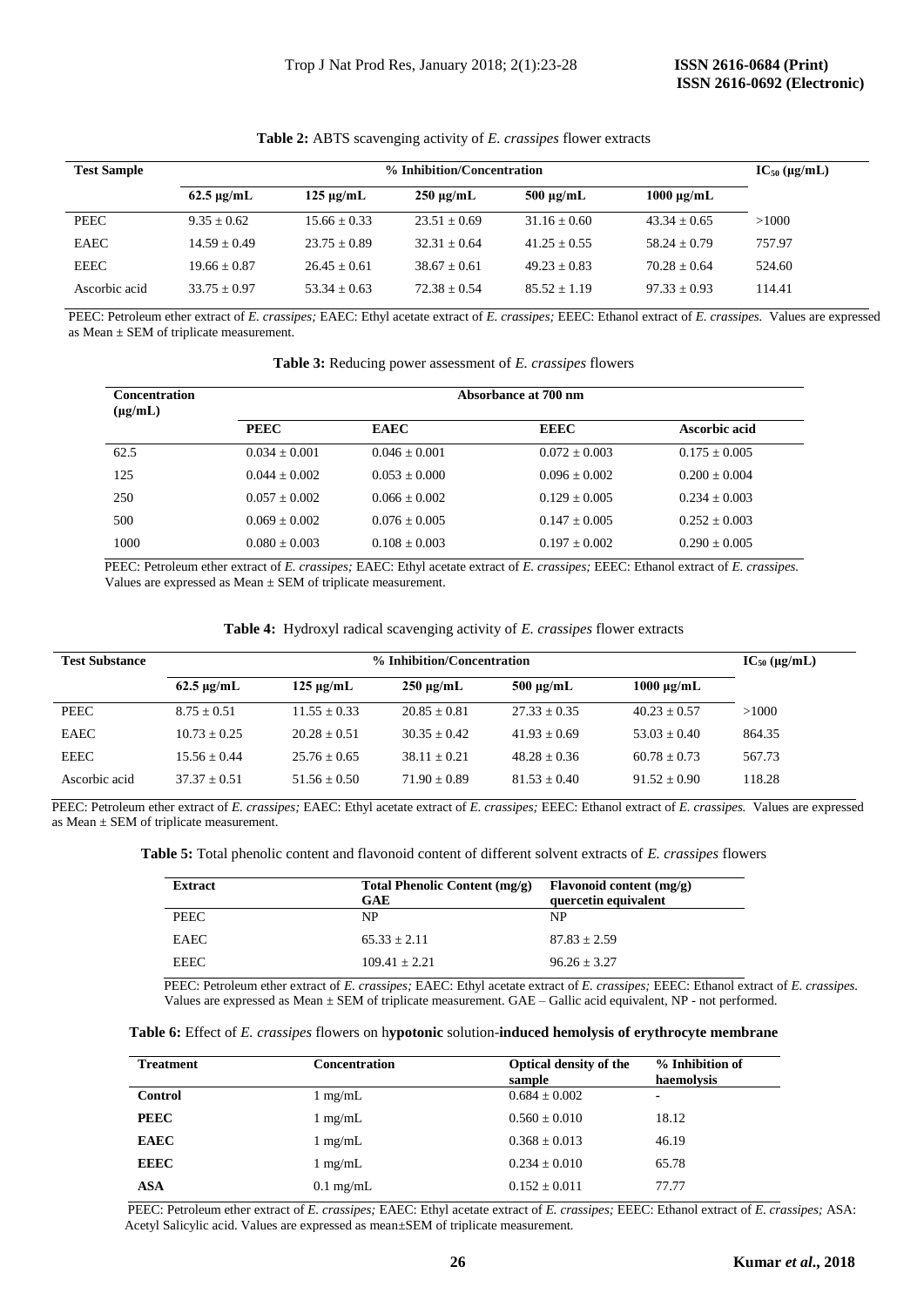**Table 2:** ABTS scavenging activity of *E. crassipes* flower extracts

| Test Sample | % Inhibition/Concentration | | | | | $IC_{50}$ (μg/mL) |
|---|---|---|---|---|---|---|
| | 62.5 μg/mL | 125 μg/mL | 250 μg/mL | 500 μg/mL | 1000 μg/mL | |
| PEEC | 9.35 ± 0.62 | 15.66 ± 0.33 | 23.51 ± 0.69 | 31.16 ± 0.60 | 43.34 ± 0.65 | >1000 |
| EAEC | 14.59 ± 0.49 | 23.75 ± 0.89 | 32.31 ± 0.64 | 41.25 ± 0.55 | 58.24 ± 0.79 | 757.97 |
| EEEC | 19.66 ± 0.87 | 26.45 ± 0.61 | 38.67 ± 0.61 | 49.23 ± 0.83 | 70.28 ± 0.64 | 524.60 |
| Ascorbic acid | 33.75 ± 0.97 | 53.34 ± 0.63 | 72.38 ± 0.54 | 85.52 ± 1.19 | 97.33 ± 0.93 | 114.41 |

PEEC: Petroleum ether extract of *E. crassipes;* EAEC: Ethyl acetate extract of *E. crassipes;* EEEC: Ethanol extract of *E. crassipes.* Values are expressed as Mean ± SEM of triplicate measurement.

**Table 3:** Reducing power assessment of *E. crassipes* flowers

| Concentration (μg/mL) | Absorbance at 700 nm | | | |
|---|---|---|---|---|
| | PEEC | EAEC | EEEC | Ascorbic acid |
| 62.5 | 0.034 ± 0.001 | 0.046 ± 0.001 | 0.072 ± 0.003 | 0.175 ± 0.005 |
| 125 | 0.044 ± 0.002 | 0.053 ± 0.000 | 0.096 ± 0.002 | 0.200 ± 0.004 |
| 250 | 0.057 ± 0.002 | 0.066 ± 0.002 | 0.129 ± 0.005 | 0.234 ± 0.003 |
| 500 | 0.069 ± 0.002 | 0.076 ± 0.005 | 0.147 ± 0.005 | 0.252 ± 0.003 |
| 1000 | 0.080 ± 0.003 | 0.108 ± 0.003 | 0.197 ± 0.002 | 0.290 ± 0.005 |

PEEC: Petroleum ether extract of *E. crassipes;* EAEC: Ethyl acetate extract of *E. crassipes;* EEEC: Ethanol extract of *E. crassipes.* Values are expressed as Mean ± SEM of triplicate measurement.

**Table 4:** Hydroxyl radical scavenging activity of *E. crassipes* flower extracts

| Test Substance | % Inhibition/Concentration | | | | | $IC_{50}$ (μg/mL) |
|---|---|---|---|---|---|---|
| | 62.5 μg/mL | 125 μg/mL | 250 μg/mL | 500 μg/mL | 1000 μg/mL | |
| PEEC | 8.75 ± 0.51 | 11.55 ± 0.33 | 20.85 ± 0.81 | 27.33 ± 0.35 | 40.23 ± 0.57 | >1000 |
| EAEC | 10.73 ± 0.25 | 20.28 ± 0.51 | 30.35 ± 0.42 | 41.93 ± 0.69 | 53.03 ± 0.40 | 864.35 |
| EEEC | 15.56 ± 0.44 | 25.76 ± 0.65 | 38.11 ± 0.21 | 48.28 ± 0.36 | 60.78 ± 0.73 | 567.73 |
| Ascorbic acid | 37.37 ± 0.51 | 51.56 ± 0.50 | 71.90 ± 0.89 | 81.53 ± 0.40 | 91.52 ± 0.90 | 118.28 |

PEEC: Petroleum ether extract of *E. crassipes;* EAEC: Ethyl acetate extract of *E. crassipes;* EEEC: Ethanol extract of *E. crassipes.* Values are expressed as Mean ± SEM of triplicate measurement.

**Table 5:** Total phenolic content and flavonoid content of different solvent extracts of *E. crassipes* flowers

| Extract | Total Phenolic Content (mg/g) GAE | Flavonoid content (mg/g) quercetin equivalent |
|---|---|---|
| PEEC | NP | NP |
| EAEC | 65.33 ± 2.11 | 87.83 ± 2.59 |
| EEEC | 109.41 ± 2.21 | 96.26 ± 3.27 |

PEEC: Petroleum ether extract of *E. crassipes;* EAEC: Ethyl acetate extract of *E. crassipes;* EEEC: Ethanol extract of *E. crassipes.* Values are expressed as Mean ± SEM of triplicate measurement. GAE – Gallic acid equivalent, NP - not performed.

**Table 6:** Effect of *E. crassipes* flowers on h**ypotonic** solution-**induced hemolysis of erythrocyte membrane**

| Treatment | Concentration | Optical density of the sample | % Inhibition of haemolysis |
|---|---|---|---|
| **Control** | 1 mg/mL | 0.684 ± 0.002 | - |
| **PEEC** | 1 mg/mL | 0.560 ± 0.010 | 18.12 |
| **EAEC** | 1 mg/mL | 0.368 ± 0.013 | 46.19 |
| **EEEC** | 1 mg/mL | 0.234 ± 0.010 | 65.78 |
| **ASA** | 0.1 mg/mL | 0.152 ± 0.011 | 77.77 |

PEEC: Petroleum ether extract of *E. crassipes;* EAEC: Ethyl acetate extract of *E. crassipes;* EEEC: Ethanol extract of *E. crassipes;* ASA: Acetyl Salicylic acid. Values are expressed as mean±SEM of triplicate measurement.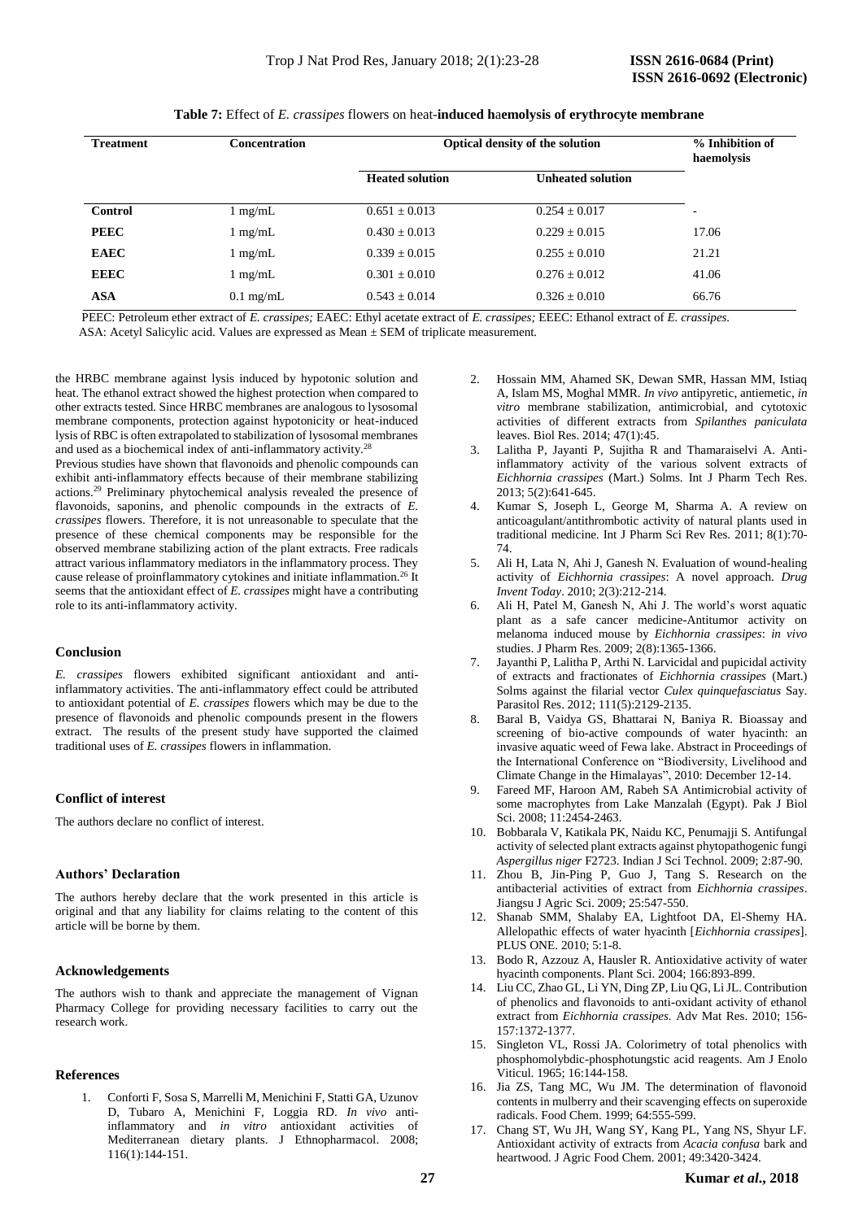**Table 7:** Effect of *E. crassipes* flowers on heat-**induced haemolysis of erythrocyte membrane**

| Treatment | Concentration | Optical density of the solution | | % Inhibition of haemolysis |
|---|---|---|---|---|
| | | Heated solution | Unheated solution | |
| **Control** | 1 mg/mL | 0.651 ± 0.013 | 0.254 ± 0.017 | - |
| **PEEC** | 1 mg/mL | 0.430 ± 0.013 | 0.229 ± 0.015 | 17.06 |
| **EAEC** | 1 mg/mL | 0.339 ± 0.015 | 0.255 ± 0.010 | 21.21 |
| **EEEC** | 1 mg/mL | 0.301 ± 0.010 | 0.276 ± 0.012 | 41.06 |
| **ASA** | 0.1 mg/mL | 0.543 ± 0.014 | 0.326 ± 0.010 | 66.76 |

PEEC: Petroleum ether extract of *E. crassipes;* EAEC: Ethyl acetate extract of *E. crassipes;* EEEC: Ethanol extract of *E. crassipes.* ASA: Acetyl Salicylic acid. Values are expressed as Mean ± SEM of triplicate measurement.

the HRBC membrane against lysis induced by hypotonic solution and heat. The ethanol extract showed the highest protection when compared to other extracts tested. Since HRBC membranes are analogous to lysosomal membrane components, protection against hypotonicity or heat-induced lysis of RBC is often extrapolated to stabilization of lysosomal membranes and used as a biochemical index of anti-inflammatory activity.[28]

Previous studies have shown that flavonoids and phenolic compounds can exhibit anti-inflammatory effects because of their membrane stabilizing actions.[29] Preliminary phytochemical analysis revealed the presence of flavonoids, saponins, and phenolic compounds in the extracts of *E. crassipes* flowers. Therefore, it is not unreasonable to speculate that the presence of these chemical components may be responsible for the observed membrane stabilizing action of the plant extracts. Free radicals attract various inflammatory mediators in the inflammatory process. They cause release of proinflammatory cytokines and initiate inflammation.[26] It seems that the antioxidant effect of *E. crassipes* might have a contributing role to its anti-inflammatory activity.

## Conclusion

*E. crassipes* flowers exhibited significant antioxidant and anti-inflammatory activities. The anti-inflammatory effect could be attributed to antioxidant potential of *E. crassipes* flowers which may be due to the presence of flavonoids and phenolic compounds present in the flowers extract. The results of the present study have supported the claimed traditional uses of *E. crassipes* flowers in inflammation.

## Conflict of interest

The authors declare no conflict of interest.

## Authors' Declaration

The authors hereby declare that the work presented in this article is original and that any liability for claims relating to the content of this article will be borne by them.

## Acknowledgements

The authors wish to thank and appreciate the management of Vignan Pharmacy College for providing necessary facilities to carry out the research work.

## References

1. Conforti F, Sosa S, Marrelli M, Menichini F, Statti GA, Uzunov D, Tubaro A, Menichini F, Loggia RD. *In vivo* anti-inflammatory and *in vitro* antioxidant activities of Mediterranean dietary plants. J Ethnopharmacol. 2008; 116(1):144-151.
2. Hossain MM, Ahamed SK, Dewan SMR, Hassan MM, Istiaq A, Islam MS, Moghal MMR. *In vivo* antipyretic, antiemetic, *in vitro* membrane stabilization, antimicrobial, and cytotoxic activities of different extracts from *Spilanthes paniculata* leaves. Biol Res. 2014; 47(1):45.
3. Lalitha P, Jayanti P, Sujitha R and Thamaraiselvi A. Anti-inflammatory activity of the various solvent extracts of *Eichhornia crassipes* (Mart.) Solms. Int J Pharm Tech Res. 2013; 5(2):641-645.
4. Kumar S, Joseph L, George M, Sharma A. A review on anticoagulant/antithrombotic activity of natural plants used in traditional medicine. Int J Pharm Sci Rev Res. 2011; 8(1):70-74.
5. Ali H, Lata N, Ahi J, Ganesh N. Evaluation of wound-healing activity of *Eichhornia crassipes*: A novel approach. *Drug Invent Today*. 2010; 2(3):212-214.
6. Ali H, Patel M, Ganesh N, Ahi J. The world's worst aquatic plant as a safe cancer medicine-Antitumor activity on melanoma induced mouse by *Eichhornia crassipes*: *in vivo* studies. J Pharm Res. 2009; 2(8):1365-1366.
7. Jayanthi P, Lalitha P, Arthi N. Larvicidal and pupicidal activity of extracts and fractionates of *Eichhornia crassipes* (Mart.) Solms against the filarial vector *Culex quinquefasciatus* Say. Parasitol Res. 2012; 111(5):2129-2135.
8. Baral B, Vaidya GS, Bhattarai N, Baniya R. Bioassay and screening of bio-active compounds of water hyacinth: an invasive aquatic weed of Fewa lake. Abstract in Proceedings of the International Conference on "Biodiversity, Livelihood and Climate Change in the Himalayas", 2010: December 12-14.
9. Fareed MF, Haroon AM, Rabeh SA Antimicrobial activity of some macrophytes from Lake Manzalah (Egypt). Pak J Biol Sci. 2008; 11:2454-2463.
10. Bobbarala V, Katikala PK, Naidu KC, Penumajji S. Antifungal activity of selected plant extracts against phytopathogenic fungi *Aspergillus niger* F2723. Indian J Sci Technol. 2009; 2:87-90.
11. Zhou B, Jin-Ping P, Guo J, Tang S. Research on the antibacterial activities of extract from *Eichhornia crassipes*. Jiangsu J Agric Sci. 2009; 25:547-550.
12. Shanab SMM, Shalaby EA, Lightfoot DA, El-Shemy HA. Allelopathic effects of water hyacinth [*Eichhornia crassipes*]. PLUS ONE. 2010; 5:1-8.
13. Bodo R, Azzouz A, Hausler R. Antioxidative activity of water hyacinth components. Plant Sci. 2004; 166:893-899.
14. Liu CC, Zhao GL, Li YN, Ding ZP, Liu QG, Li JL. Contribution of phenolics and flavonoids to anti-oxidant activity of ethanol extract from *Eichhornia crassipes.* Adv Mat Res. 2010; 156-157:1372-1377.
15. Singleton VL, Rossi JA. Colorimetry of total phenolics with phosphomolybdic-phosphotungstic acid reagents. Am J Enolo Viticul. 1965; 16:144-158.
16. Jia ZS, Tang MC, Wu JM. The determination of flavonoid contents in mulberry and their scavenging effects on superoxide radicals. Food Chem. 1999; 64:555-599.
17. Chang ST, Wu JH, Wang SY, Kang PL, Yang NS, Shyur LF. Antioxidant activity of extracts from *Acacia confusa* bark and heartwood. J Agric Food Chem. 2001; 49:3420-3424.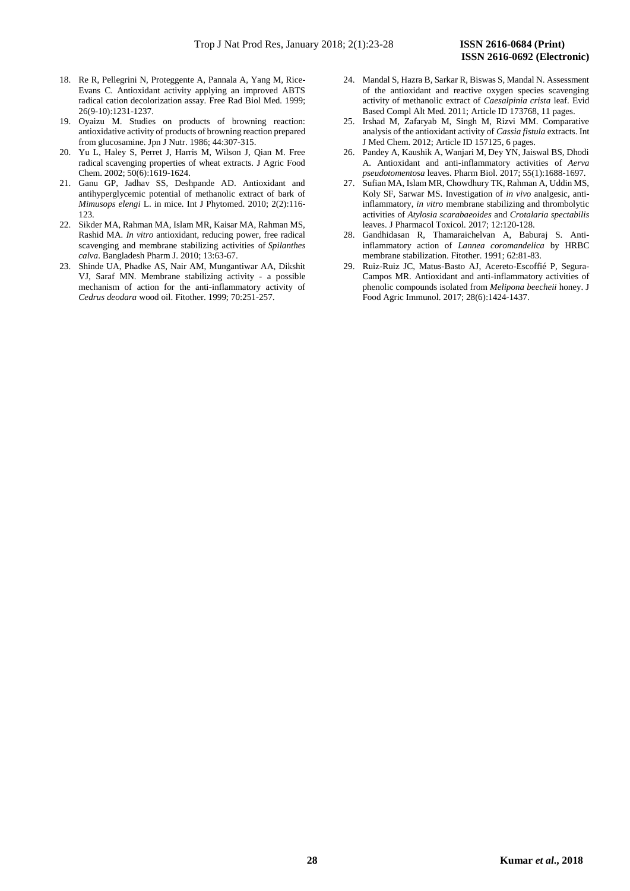18. Re R, Pellegrini N, Proteggente A, Pannala A, Yang M, Rice-Evans C. Antioxidant activity applying an improved ABTS radical cation decolorization assay. Free Rad Biol Med. 1999; 26(9-10):1231-1237.
19. Oyaizu M. Studies on products of browning reaction: antioxidative activity of products of browning reaction prepared from glucosamine. Jpn J Nutr. 1986; 44:307-315.
20. Yu L, Haley S, Perret J, Harris M, Wilson J, Qian M. Free radical scavenging properties of wheat extracts. J Agric Food Chem. 2002; 50(6):1619-1624.
21. Ganu GP, Jadhav SS, Deshpande AD. Antioxidant and antihyperglycemic potential of methanolic extract of bark of *Mimusops elengi* L. in mice. Int J Phytomed. 2010; 2(2):116-123.
22. Sikder MA, Rahman MA, Islam MR, Kaisar MA, Rahman MS, Rashid MA. *In vitro* antioxidant, reducing power, free radical scavenging and membrane stabilizing activities of *Spilanthes calva*. Bangladesh Pharm J. 2010; 13:63-67.
23. Shinde UA, Phadke AS, Nair AM, Mungantiwar AA, Dikshit VJ, Saraf MN. Membrane stabilizing activity - a possible mechanism of action for the anti-inflammatory activity of *Cedrus deodara* wood oil. Fitother. 1999; 70:251-257.
24. Mandal S, Hazra B, Sarkar R, Biswas S, Mandal N. Assessment of the antioxidant and reactive oxygen species scavenging activity of methanolic extract of *Caesalpinia crista* leaf. Evid Based Compl Alt Med. 2011; Article ID 173768, 11 pages.
25. Irshad M, Zafaryab M, Singh M, Rizvi MM. Comparative analysis of the antioxidant activity of *Cassia fistula* extracts. Int J Med Chem. 2012; Article ID 157125, 6 pages.
26. Pandey A, Kaushik A, Wanjari M, Dey YN, Jaiswal BS, Dhodi A. Antioxidant and anti-inflammatory activities of *Aerva pseudotomentosa* leaves. Pharm Biol. 2017; 55(1):1688-1697.
27. Sufian MA, Islam MR, Chowdhury TK, Rahman A, Uddin MS, Koly SF, Sarwar MS. Investigation of *in vivo* analgesic, anti-inflammatory, *in vitro* membrane stabilizing and thrombolytic activities of *Atylosia scarabaeoides* and *Crotalaria spectabilis* leaves. J Pharmacol Toxicol. 2017; 12:120-128.
28. Gandhidasan R, Thamaraichelvan A, Baburaj S. Anti-inflammatory action of *Lannea coromandelica* by HRBC membrane stabilization. Fitother. 1991; 62:81-83.
29. Ruiz-Ruiz JC, Matus-Basto AJ, Acereto-Escoffié P, Segura-Campos MR. Antioxidant and anti-inflammatory activities of phenolic compounds isolated from *Melipona beecheii* honey. J Food Agric Immunol. 2017; 28(6):1424-1437.